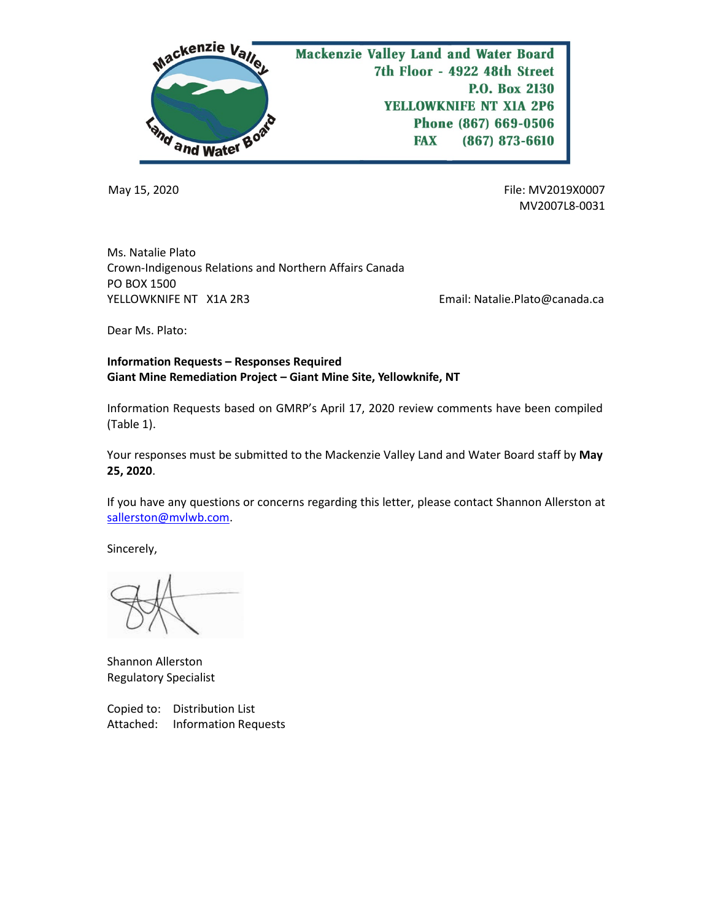Mackenzie Valley Land and Water Board
7th Floor - 4922 48th Street
P.O. Box 2130
YELLOWKNIFE NT X1A 2P6
Phone (867) 669-0506
FAX (867) 873-6610

May 15, 2020

File: MV2019X0007
MV2007L8-0031

Ms. Natalie Plato
Crown-Indigenous Relations and Northern Affairs Canada
PO BOX 1500
YELLOWKNIFE NT X1A 2R3

Email: Natalie.Plato@canada.ca

Dear Ms. Plato:

**Information Requests – Responses Required**
**Giant Mine Remediation Project – Giant Mine Site, Yellowknife, NT**

Information Requests based on GMRP's April 17, 2020 review comments have been compiled (Table 1).

Your responses must be submitted to the Mackenzie Valley Land and Water Board staff by **May 25, 2020**.

If you have any questions or concerns regarding this letter, please contact Shannon Allerston at sallerston@mvlwb.com.

Sincerely,

Shannon Allerston
Regulatory Specialist

Copied to: Distribution List
Attached: Information Requests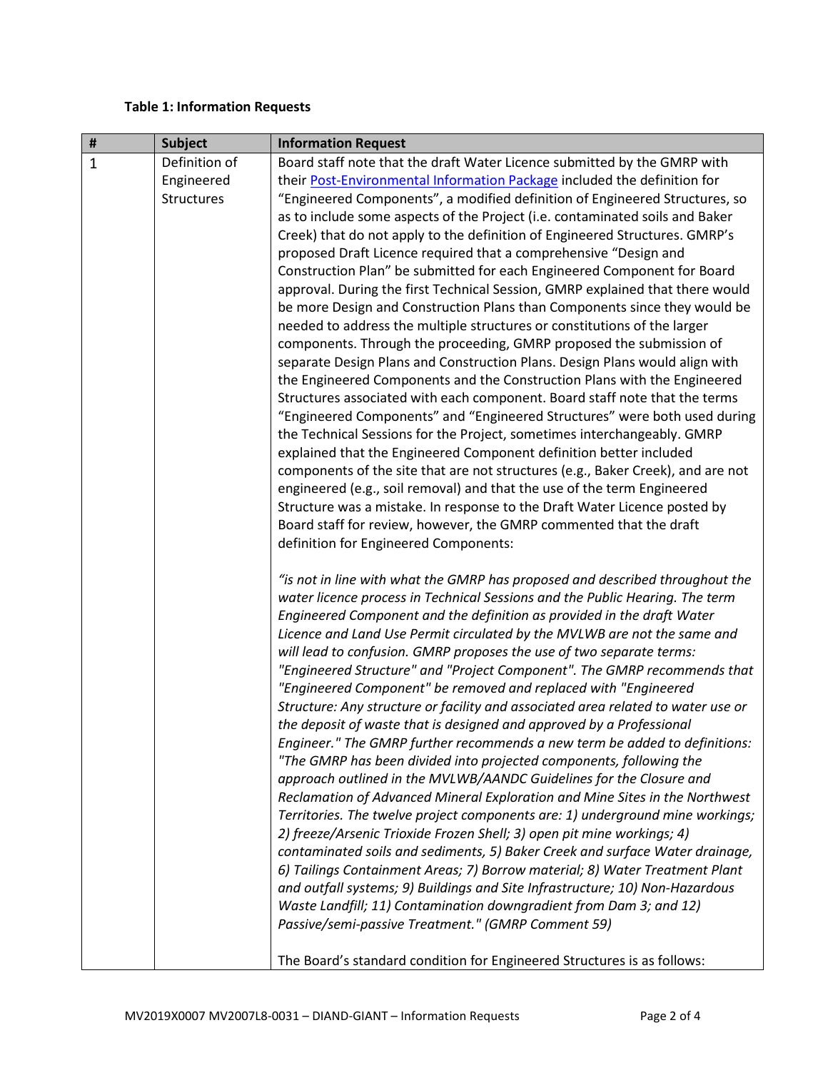**Table 1: Information Requests**

| # | Subject | Information Request |
|---|---|---|
| 1 | Definition of Engineered Structures | Board staff note that the draft Water Licence submitted by the GMRP with their Post-Environmental Information Package included the definition for "Engineered Components", a modified definition of Engineered Structures, so as to include some aspects of the Project (i.e. contaminated soils and Baker Creek) that do not apply to the definition of Engineered Structures. GMRP's proposed Draft Licence required that a comprehensive "Design and Construction Plan" be submitted for each Engineered Component for Board approval. During the first Technical Session, GMRP explained that there would be more Design and Construction Plans than Components since they would be needed to address the multiple structures or constitutions of the larger components. Through the proceeding, GMRP proposed the submission of separate Design Plans and Construction Plans. Design Plans would align with the Engineered Components and the Construction Plans with the Engineered Structures associated with each component. Board staff note that the terms "Engineered Components" and "Engineered Structures" were both used during the Technical Sessions for the Project, sometimes interchangeably. GMRP explained that the Engineered Component definition better included components of the site that are not structures (e.g., Baker Creek), and are not engineered (e.g., soil removal) and that the use of the term Engineered Structure was a mistake. In response to the Draft Water Licence posted by Board staff for review, however, the GMRP commented that the draft definition for Engineered Components:<br><br>*"is not in line with what the GMRP has proposed and described throughout the water licence process in Technical Sessions and the Public Hearing. The term Engineered Component and the definition as provided in the draft Water Licence and Land Use Permit circulated by the MVLWB are not the same and will lead to confusion. GMRP proposes the use of two separate terms: "Engineered Structure" and "Project Component". The GMRP recommends that "Engineered Component" be removed and replaced with "Engineered Structure: Any structure or facility and associated area related to water use or the deposit of waste that is designed and approved by a Professional Engineer." The GMRP further recommends a new term be added to definitions: "The GMRP has been divided into projected components, following the approach outlined in the MVLWB/AANDC Guidelines for the Closure and Reclamation of Advanced Mineral Exploration and Mine Sites in the Northwest Territories. The twelve project components are: 1) underground mine workings; 2) freeze/Arsenic Trioxide Frozen Shell; 3) open pit mine workings; 4) contaminated soils and sediments, 5) Baker Creek and surface Water drainage, 6) Tailings Containment Areas; 7) Borrow material; 8) Water Treatment Plant and outfall systems; 9) Buildings and Site Infrastructure; 10) Non-Hazardous Waste Landfill; 11) Contamination downgradient from Dam 3; and 12) Passive/semi-passive Treatment." (GMRP Comment 59)*<br><br>The Board's standard condition for Engineered Structures is as follows: |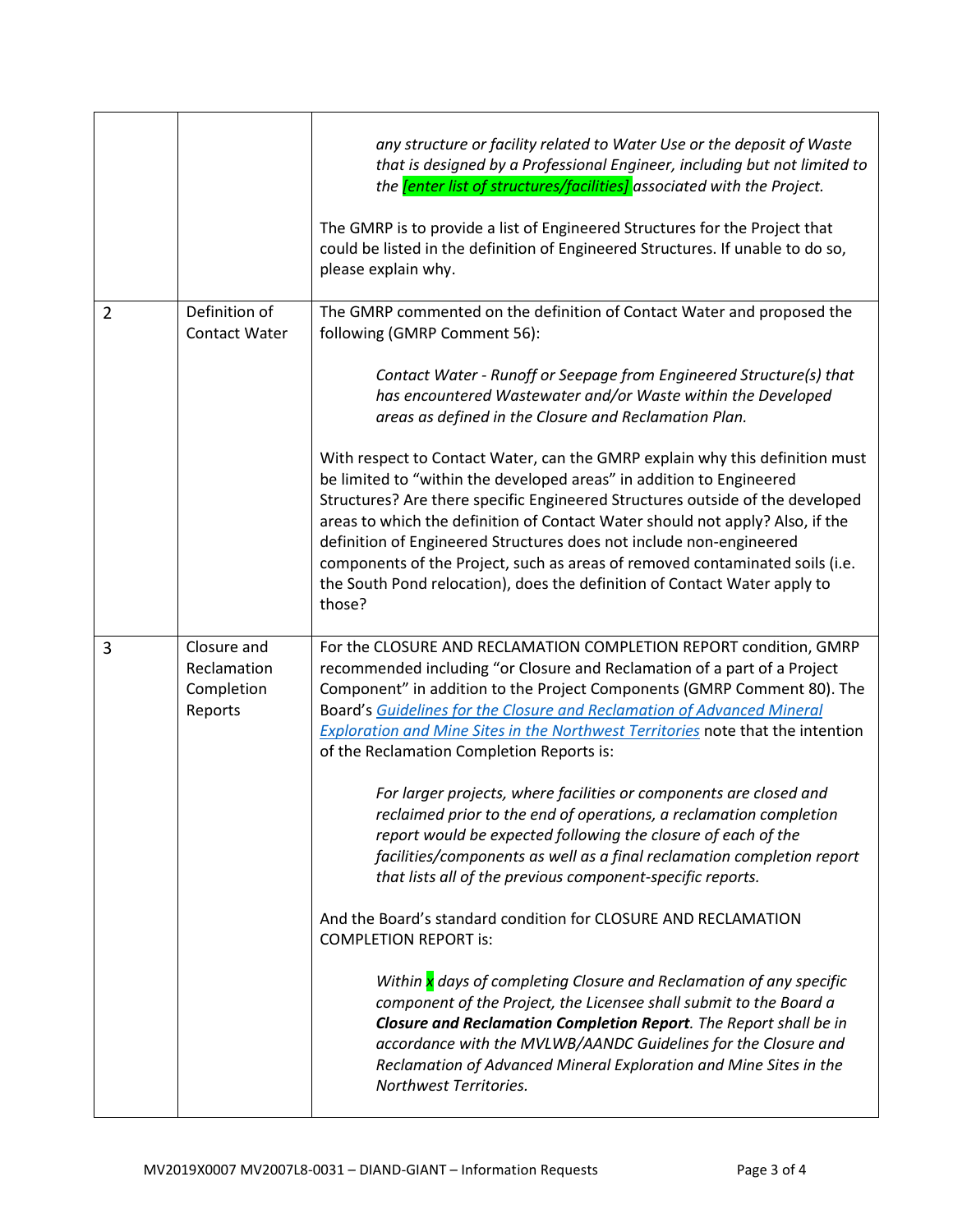| | | |
|---|---|---|
| | | *any structure or facility related to Water Use or the deposit of Waste that is designed by a Professional Engineer, including but not limited to the [enter list of structures/facilities] associated with the Project.*<br><br>The GMRP is to provide a list of Engineered Structures for the Project that could be listed in the definition of Engineered Structures. If unable to do so, please explain why. |
| 2 | Definition of Contact Water | The GMRP commented on the definition of Contact Water and proposed the following (GMRP Comment 56):<br><br>*Contact Water - Runoff or Seepage from Engineered Structure(s) that has encountered Wastewater and/or Waste within the Developed areas as defined in the Closure and Reclamation Plan.*<br><br>With respect to Contact Water, can the GMRP explain why this definition must be limited to "within the developed areas" in addition to Engineered Structures? Are there specific Engineered Structures outside of the developed areas to which the definition of Contact Water should not apply? Also, if the definition of Engineered Structures does not include non-engineered components of the Project, such as areas of removed contaminated soils (i.e. the South Pond relocation), does the definition of Contact Water apply to those? |
| 3 | Closure and Reclamation Completion Reports | For the CLOSURE AND RECLAMATION COMPLETION REPORT condition, GMRP recommended including "or Closure and Reclamation of a part of a Project Component" in addition to the Project Components (GMRP Comment 80). The Board's *Guidelines for the Closure and Reclamation of Advanced Mineral Exploration and Mine Sites in the Northwest Territories* note that the intention of the Reclamation Completion Reports is:<br><br>*For larger projects, where facilities or components are closed and reclaimed prior to the end of operations, a reclamation completion report would be expected following the closure of each of the facilities/components as well as a final reclamation completion report that lists all of the previous component-specific reports.*<br><br>And the Board's standard condition for CLOSURE AND RECLAMATION COMPLETION REPORT is:<br><br>*Within x days of completing Closure and Reclamation of any specific component of the Project, the Licensee shall submit to the Board a **Closure and Reclamation Completion Report**. The Report shall be in accordance with the MVLWB/AANDC Guidelines for the Closure and Reclamation of Advanced Mineral Exploration and Mine Sites in the Northwest Territories.* |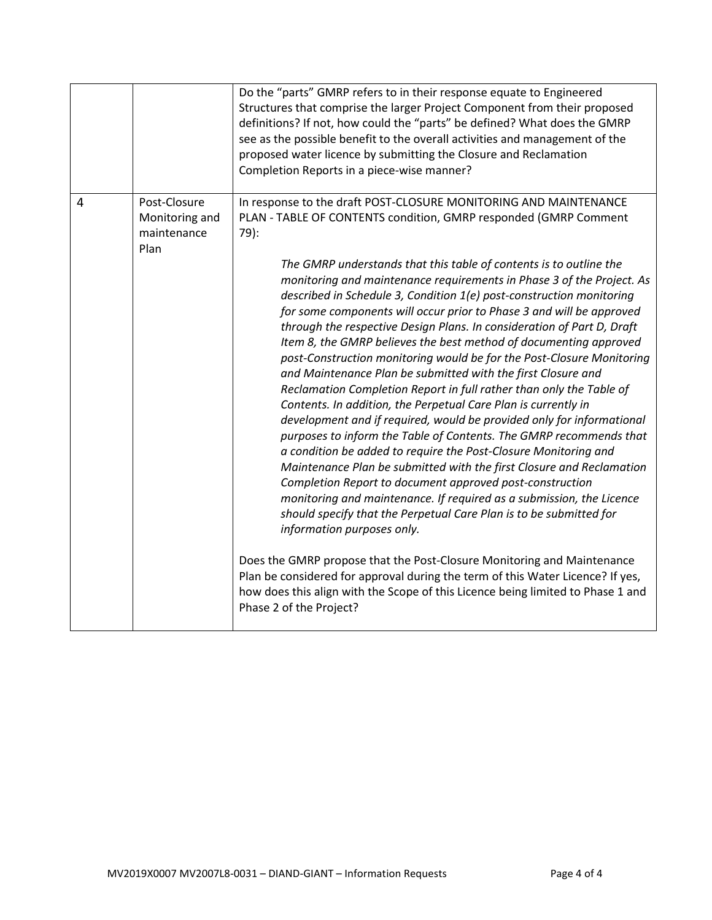| | | |
|---|---|---|
| | | Do the "parts" GMRP refers to in their response equate to Engineered Structures that comprise the larger Project Component from their proposed definitions? If not, how could the "parts" be defined? What does the GMRP see as the possible benefit to the overall activities and management of the proposed water licence by submitting the Closure and Reclamation Completion Reports in a piece-wise manner? |
| 4 | Post-Closure Monitoring and maintenance Plan | In response to the draft POST-CLOSURE MONITORING AND MAINTENANCE PLAN - TABLE OF CONTENTS condition, GMRP responded (GMRP Comment 79): <br><br> *The GMRP understands that this table of contents is to outline the monitoring and maintenance requirements in Phase 3 of the Project. As described in Schedule 3, Condition 1(e) post-construction monitoring for some components will occur prior to Phase 3 and will be approved through the respective Design Plans. In consideration of Part D, Draft Item 8, the GMRP believes the best method of documenting approved post-Construction monitoring would be for the Post-Closure Monitoring and Maintenance Plan be submitted with the first Closure and Reclamation Completion Report in full rather than only the Table of Contents. In addition, the Perpetual Care Plan is currently in development and if required, would be provided only for informational purposes to inform the Table of Contents. The GMRP recommends that a condition be added to require the Post-Closure Monitoring and Maintenance Plan be submitted with the first Closure and Reclamation Completion Report to document approved post-construction monitoring and maintenance. If required as a submission, the Licence should specify that the Perpetual Care Plan is to be submitted for information purposes only.* <br><br> Does the GMRP propose that the Post-Closure Monitoring and Maintenance Plan be considered for approval during the term of this Water Licence? If yes, how does this align with the Scope of this Licence being limited to Phase 1 and Phase 2 of the Project? |